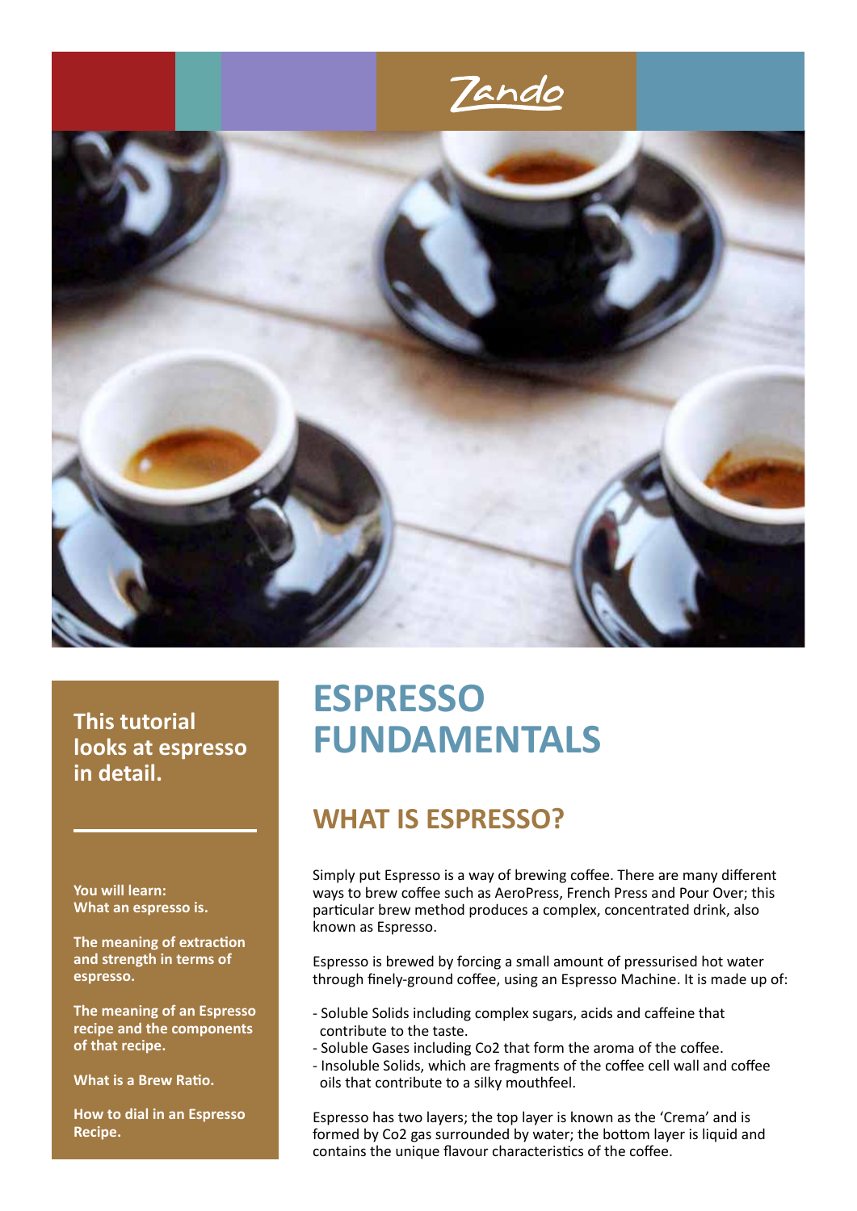Zando

# ESPRESSO FUNDAMENTALS

**This tutorial looks at espresso in detail.**

**You will learn:**
**What an espresso is.**

**The meaning of extraction and strength in terms of espresso.**

**The meaning of an Espresso recipe and the components of that recipe.**

**What is a Brew Ratio.**

**How to dial in an Espresso Recipe.**

## WHAT IS ESPRESSO?

Simply put Espresso is a way of brewing coffee. There are many different ways to brew coffee such as AeroPress, French Press and Pour Over; this particular brew method produces a complex, concentrated drink, also known as Espresso.

Espresso is brewed by forcing a small amount of pressurised hot water through finely-ground coffee, using an Espresso Machine. It is made up of:

- Soluble Solids including complex sugars, acids and caffeine that contribute to the taste.
- Soluble Gases including Co2 that form the aroma of the coffee.
- Insoluble Solids, which are fragments of the coffee cell wall and coffee oils that contribute to a silky mouthfeel.

Espresso has two layers; the top layer is known as the 'Crema' and is formed by Co2 gas surrounded by water; the bottom layer is liquid and contains the unique flavour characteristics of the coffee.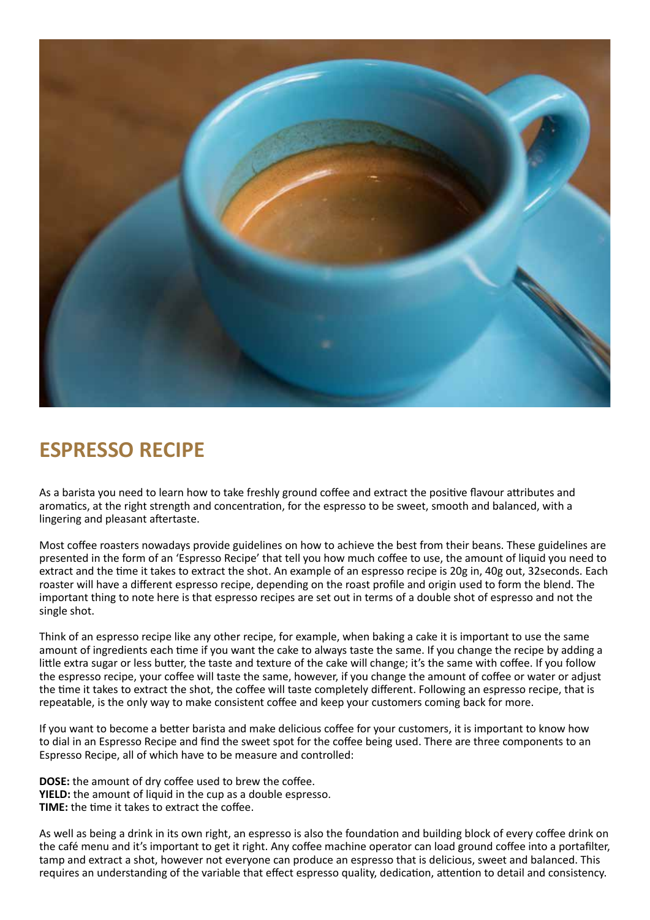## ESPRESSO RECIPE

As a barista you need to learn how to take freshly ground coffee and extract the positive flavour attributes and aromatics, at the right strength and concentration, for the espresso to be sweet, smooth and balanced, with a lingering and pleasant aftertaste.

Most coffee roasters nowadays provide guidelines on how to achieve the best from their beans. These guidelines are presented in the form of an 'Espresso Recipe' that tell you how much coffee to use, the amount of liquid you need to extract and the time it takes to extract the shot. An example of an espresso recipe is 20g in, 40g out, 32seconds. Each roaster will have a different espresso recipe, depending on the roast profile and origin used to form the blend. The important thing to note here is that espresso recipes are set out in terms of a double shot of espresso and not the single shot.

Think of an espresso recipe like any other recipe, for example, when baking a cake it is important to use the same amount of ingredients each time if you want the cake to always taste the same. If you change the recipe by adding a little extra sugar or less butter, the taste and texture of the cake will change; it's the same with coffee. If you follow the espresso recipe, your coffee will taste the same, however, if you change the amount of coffee or water or adjust the time it takes to extract the shot, the coffee will taste completely different. Following an espresso recipe, that is repeatable, is the only way to make consistent coffee and keep your customers coming back for more.

If you want to become a better barista and make delicious coffee for your customers, it is important to know how to dial in an Espresso Recipe and find the sweet spot for the coffee being used. There are three components to an Espresso Recipe, all of which have to be measure and controlled:

**DOSE:** the amount of dry coffee used to brew the coffee.
**YIELD:** the amount of liquid in the cup as a double espresso.
**TIME:** the time it takes to extract the coffee.

As well as being a drink in its own right, an espresso is also the foundation and building block of every coffee drink on the café menu and it's important to get it right. Any coffee machine operator can load ground coffee into a portafilter, tamp and extract a shot, however not everyone can produce an espresso that is delicious, sweet and balanced. This requires an understanding of the variable that effect espresso quality, dedication, attention to detail and consistency.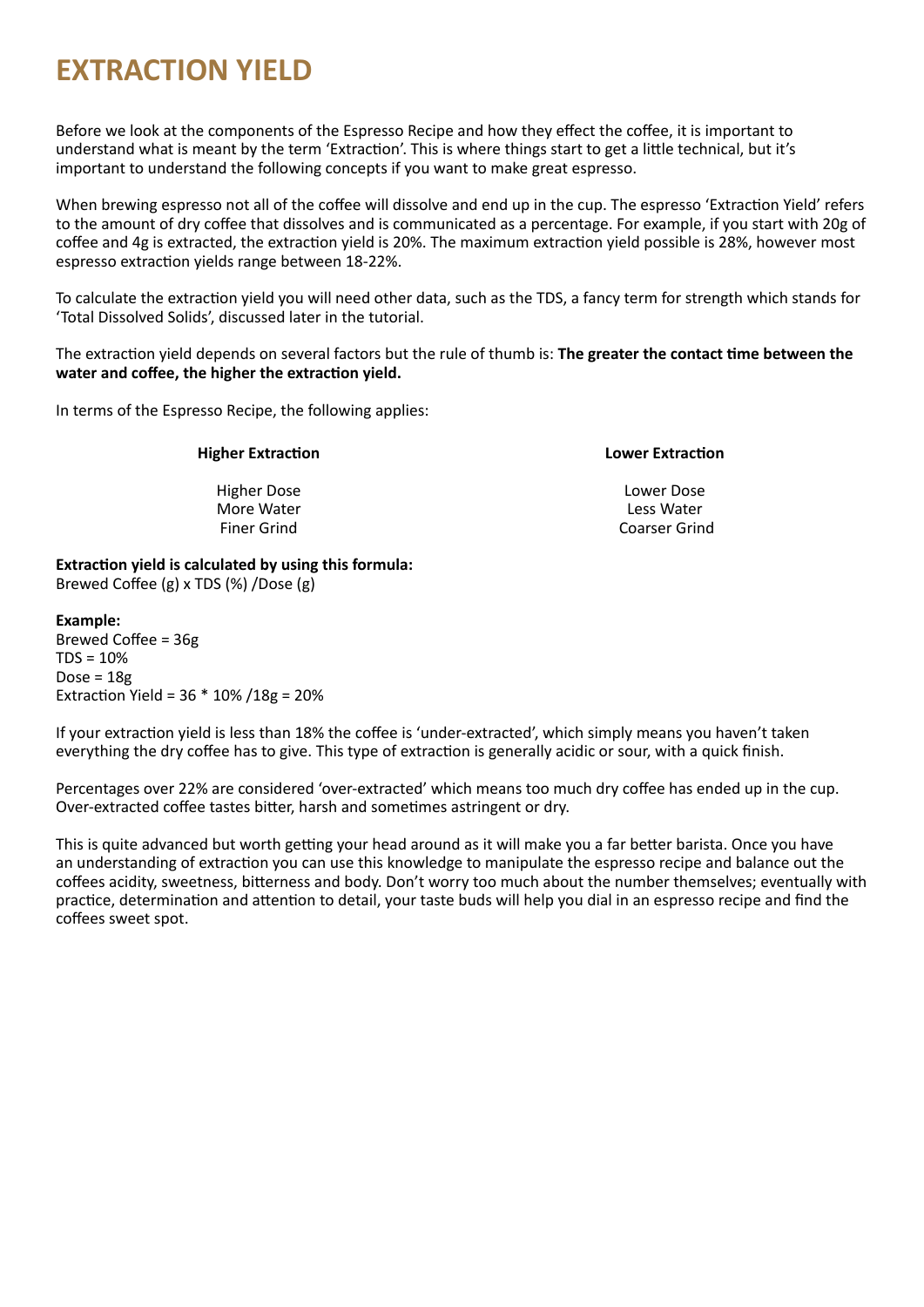# EXTRACTION YIELD

Before we look at the components of the Espresso Recipe and how they effect the coffee, it is important to understand what is meant by the term 'Extraction'. This is where things start to get a little technical, but it's important to understand the following concepts if you want to make great espresso.

When brewing espresso not all of the coffee will dissolve and end up in the cup. The espresso 'Extraction Yield' refers to the amount of dry coffee that dissolves and is communicated as a percentage. For example, if you start with 20g of coffee and 4g is extracted, the extraction yield is 20%. The maximum extraction yield possible is 28%, however most espresso extraction yields range between 18-22%.

To calculate the extraction yield you will need other data, such as the TDS, a fancy term for strength which stands for 'Total Dissolved Solids', discussed later in the tutorial.

The extraction yield depends on several factors but the rule of thumb is: **The greater the contact time between the water and coffee, the higher the extraction yield.**

In terms of the Espresso Recipe, the following applies:

| Higher Extraction | Lower Extraction |
|---|---|
| Higher Dose | Lower Dose |
| More Water | Less Water |
| Finer Grind | Coarser Grind |

**Extraction yield is calculated by using this formula:**
Brewed Coffee (g) x TDS (%) /Dose (g)

**Example:**
Brewed Coffee = 36g
TDS = 10%
Dose = 18g
Extraction Yield = 36 * 10% /18g = 20%

If your extraction yield is less than 18% the coffee is 'under-extracted', which simply means you haven't taken everything the dry coffee has to give. This type of extraction is generally acidic or sour, with a quick finish.

Percentages over 22% are considered 'over-extracted' which means too much dry coffee has ended up in the cup. Over-extracted coffee tastes bitter, harsh and sometimes astringent or dry.

This is quite advanced but worth getting your head around as it will make you a far better barista. Once you have an understanding of extraction you can use this knowledge to manipulate the espresso recipe and balance out the coffees acidity, sweetness, bitterness and body. Don't worry too much about the number themselves; eventually with practice, determination and attention to detail, your taste buds will help you dial in an espresso recipe and find the coffees sweet spot.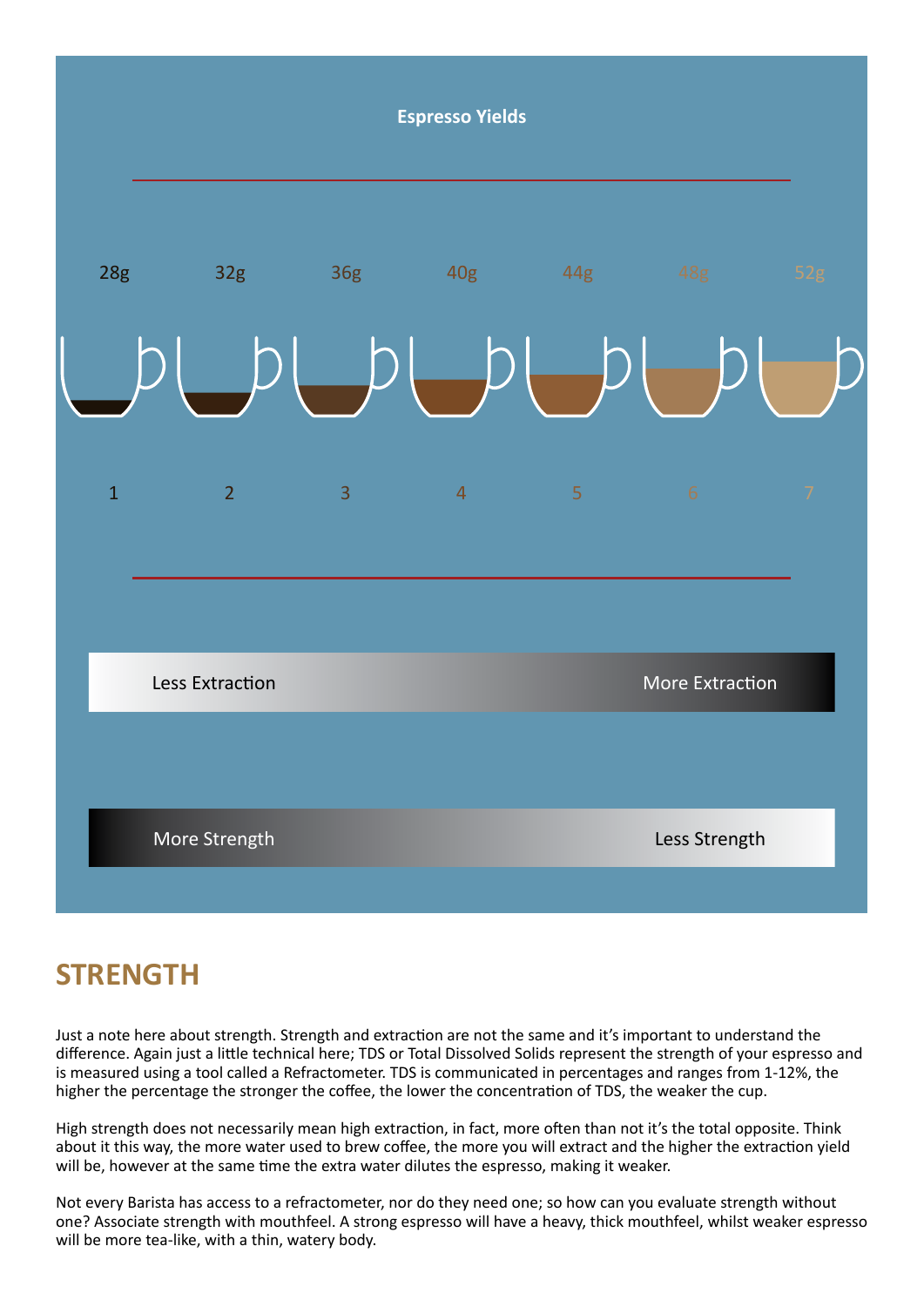**Espresso Yields**

| 28g | 32g | 36g | 40g | 44g | 48g | 52g |
|---|---|---|---|---|---|---|
| 1 | 2 | 3 | 4 | 5 | 6 | 7 |

Less Extraction → More Extraction

More Strength → Less Strength

## STRENGTH

Just a note here about strength. Strength and extraction are not the same and it's important to understand the difference. Again just a little technical here; TDS or Total Dissolved Solids represent the strength of your espresso and is measured using a tool called a Refractometer. TDS is communicated in percentages and ranges from 1-12%, the higher the percentage the stronger the coffee, the lower the concentration of TDS, the weaker the cup.

High strength does not necessarily mean high extraction, in fact, more often than not it's the total opposite. Think about it this way, the more water used to brew coffee, the more you will extract and the higher the extraction yield will be, however at the same time the extra water dilutes the espresso, making it weaker.

Not every Barista has access to a refractometer, nor do they need one; so how can you evaluate strength without one? Associate strength with mouthfeel. A strong espresso will have a heavy, thick mouthfeel, whilst weaker espresso will be more tea-like, with a thin, watery body.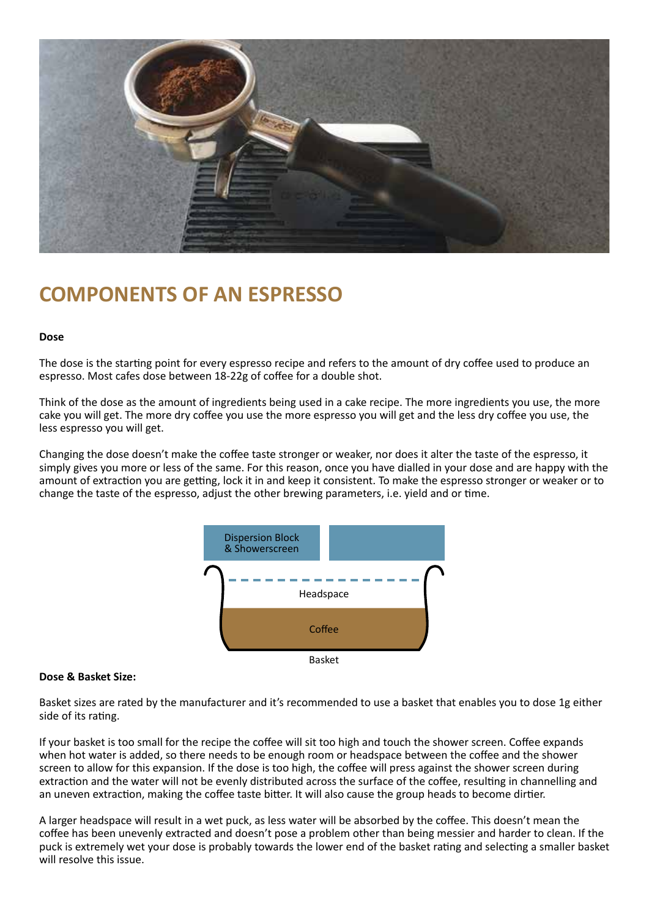# COMPONENTS OF AN ESPRESSO

**Dose**

The dose is the starting point for every espresso recipe and refers to the amount of dry coffee used to produce an espresso. Most cafes dose between 18-22g of coffee for a double shot.

Think of the dose as the amount of ingredients being used in a cake recipe. The more ingredients you use, the more cake you will get. The more dry coffee you use the more espresso you will get and the less dry coffee you use, the less espresso you will get.

Changing the dose doesn't make the coffee taste stronger or weaker, nor does it alter the taste of the espresso, it simply gives you more or less of the same. For this reason, once you have dialled in your dose and are happy with the amount of extraction you are getting, lock it in and keep it consistent. To make the espresso stronger or weaker or to change the taste of the espresso, adjust the other brewing parameters, i.e. yield and or time.

Dispersion Block & Showerscreen

Headspace

Coffee

Basket

**Dose & Basket Size:**

Basket sizes are rated by the manufacturer and it's recommended to use a basket that enables you to dose 1g either side of its rating.

If your basket is too small for the recipe the coffee will sit too high and touch the shower screen. Coffee expands when hot water is added, so there needs to be enough room or headspace between the coffee and the shower screen to allow for this expansion. If the dose is too high, the coffee will press against the shower screen during extraction and the water will not be evenly distributed across the surface of the coffee, resulting in channelling and an uneven extraction, making the coffee taste bitter. It will also cause the group heads to become dirtier.

A larger headspace will result in a wet puck, as less water will be absorbed by the coffee. This doesn't mean the coffee has been unevenly extracted and doesn't pose a problem other than being messier and harder to clean. If the puck is extremely wet your dose is probably towards the lower end of the basket rating and selecting a smaller basket will resolve this issue.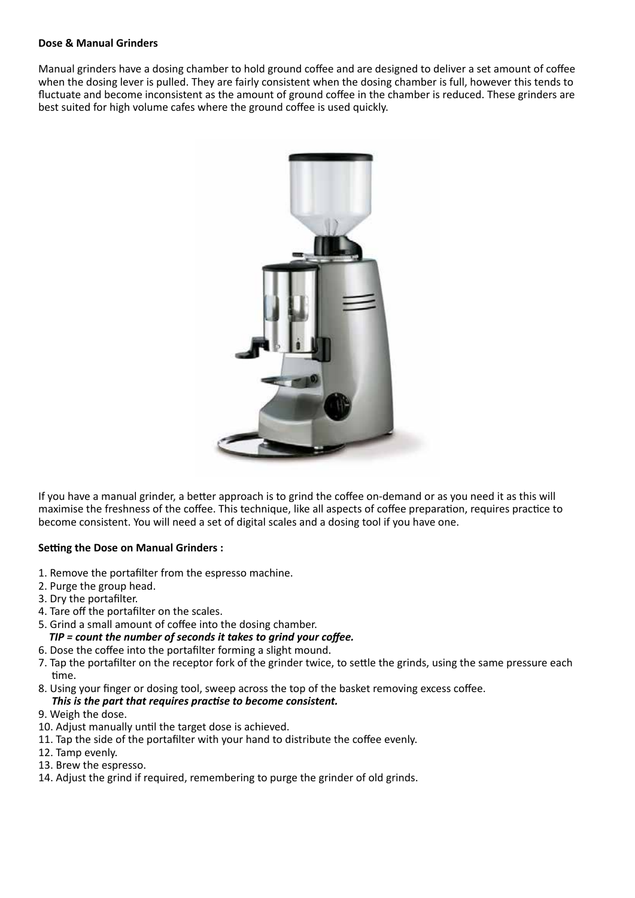**Dose & Manual Grinders**

Manual grinders have a dosing chamber to hold ground coffee and are designed to deliver a set amount of coffee when the dosing lever is pulled. They are fairly consistent when the dosing chamber is full, however this tends to fluctuate and become inconsistent as the amount of ground coffee in the chamber is reduced. These grinders are best suited for high volume cafes where the ground coffee is used quickly.

If you have a manual grinder, a better approach is to grind the coffee on-demand or as you need it as this will maximise the freshness of the coffee. This technique, like all aspects of coffee preparation, requires practice to become consistent. You will need a set of digital scales and a dosing tool if you have one.

**Setting the Dose on Manual Grinders :**

1. Remove the portafilter from the espresso machine.
2. Purge the group head.
3. Dry the portafilter.
4. Tare off the portafilter on the scales.
5. Grind a small amount of coffee into the dosing chamber.
   ***TIP = count the number of seconds it takes to grind your coffee.***
6. Dose the coffee into the portafilter forming a slight mound.
7. Tap the portafilter on the receptor fork of the grinder twice, to settle the grinds, using the same pressure each time.
8. Using your finger or dosing tool, sweep across the top of the basket removing excess coffee.
   ***This is the part that requires practise to become consistent.***
9. Weigh the dose.
10. Adjust manually until the target dose is achieved.
11. Tap the side of the portafilter with your hand to distribute the coffee evenly.
12. Tamp evenly.
13. Brew the espresso.
14. Adjust the grind if required, remembering to purge the grinder of old grinds.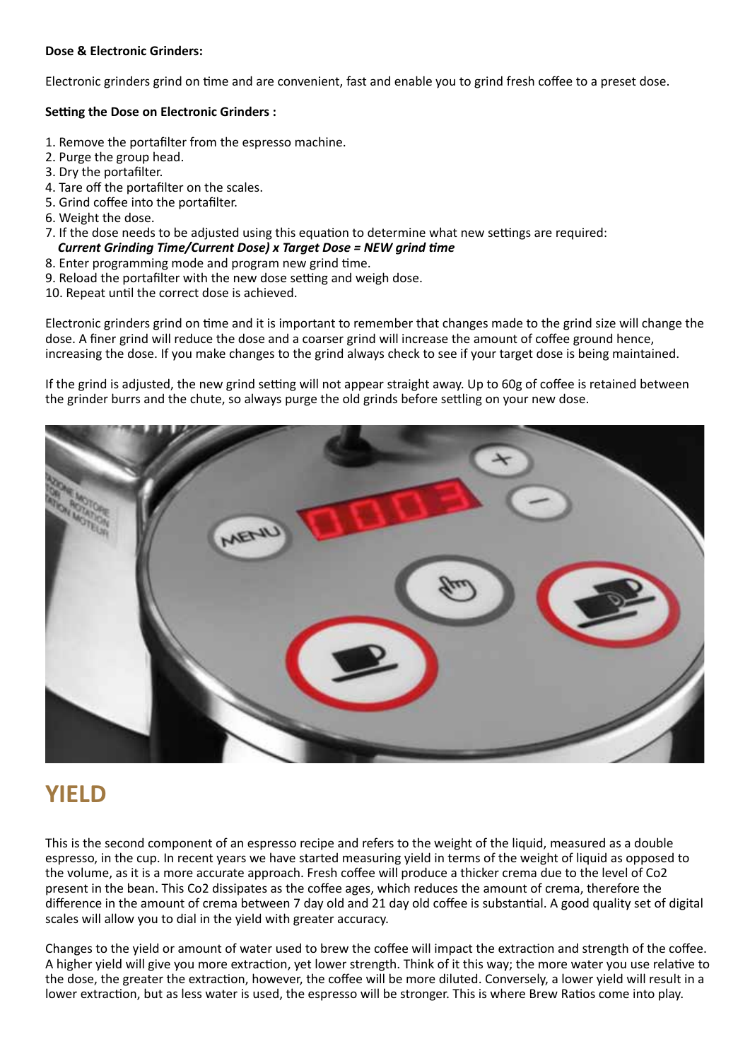**Dose & Electronic Grinders:**

Electronic grinders grind on time and are convenient, fast and enable you to grind fresh coffee to a preset dose.

**Setting the Dose on Electronic Grinders :**

1. Remove the portafilter from the espresso machine.
2. Purge the group head.
3. Dry the portafilter.
4. Tare off the portafilter on the scales.
5. Grind coffee into the portafilter.
6. Weight the dose.
7. If the dose needs to be adjusted using this equation to determine what new settings are required:
   ***Current Grinding Time/Current Dose) x Target Dose = NEW grind time***
8. Enter programming mode and program new grind time.
9. Reload the portafilter with the new dose setting and weigh dose.
10. Repeat until the correct dose is achieved.

Electronic grinders grind on time and it is important to remember that changes made to the grind size will change the dose. A finer grind will reduce the dose and a coarser grind will increase the amount of coffee ground hence, increasing the dose. If you make changes to the grind always check to see if your target dose is being maintained.

If the grind is adjusted, the new grind setting will not appear straight away. Up to 60g of coffee is retained between the grinder burrs and the chute, so always purge the old grinds before settling on your new dose.

# YIELD

This is the second component of an espresso recipe and refers to the weight of the liquid, measured as a double espresso, in the cup. In recent years we have started measuring yield in terms of the weight of liquid as opposed to the volume, as it is a more accurate approach. Fresh coffee will produce a thicker crema due to the level of Co2 present in the bean. This Co2 dissipates as the coffee ages, which reduces the amount of crema, therefore the difference in the amount of crema between 7 day old and 21 day old coffee is substantial. A good quality set of digital scales will allow you to dial in the yield with greater accuracy.

Changes to the yield or amount of water used to brew the coffee will impact the extraction and strength of the coffee. A higher yield will give you more extraction, yet lower strength. Think of it this way; the more water you use relative to the dose, the greater the extraction, however, the coffee will be more diluted. Conversely, a lower yield will result in a lower extraction, but as less water is used, the espresso will be stronger. This is where Brew Ratios come into play.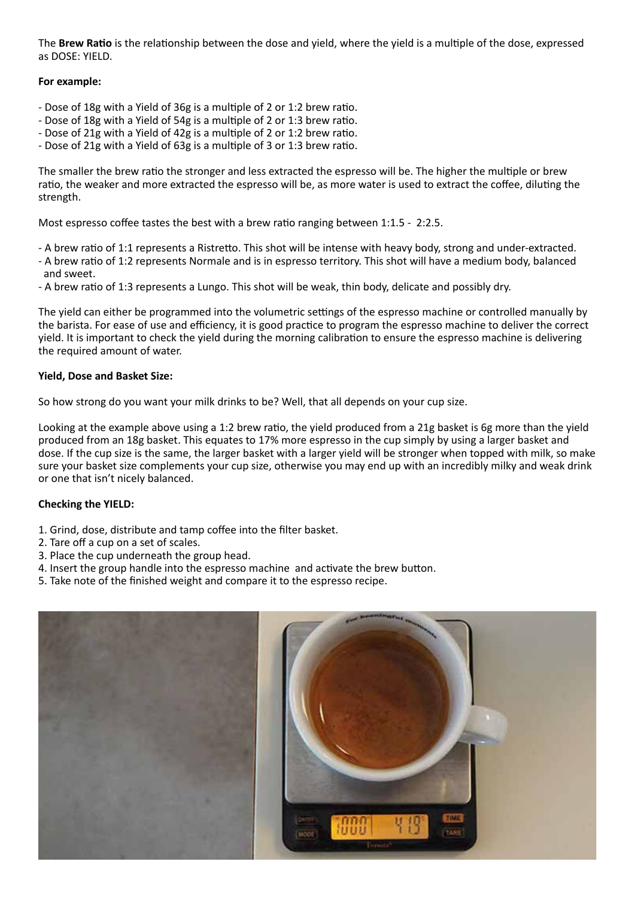The **Brew Ratio** is the relationship between the dose and yield, where the yield is a multiple of the dose, expressed as DOSE: YIELD.

**For example:**

- Dose of 18g with a Yield of 36g is a multiple of 2 or 1:2 brew ratio.
- Dose of 18g with a Yield of 54g is a multiple of 2 or 1:3 brew ratio.
- Dose of 21g with a Yield of 42g is a multiple of 2 or 1:2 brew ratio.
- Dose of 21g with a Yield of 63g is a multiple of 3 or 1:3 brew ratio.

The smaller the brew ratio the stronger and less extracted the espresso will be. The higher the multiple or brew ratio, the weaker and more extracted the espresso will be, as more water is used to extract the coffee, diluting the strength.

Most espresso coffee tastes the best with a brew ratio ranging between 1:1.5 - 2:2.5.

- A brew ratio of 1:1 represents a Ristretto. This shot will be intense with heavy body, strong and under-extracted.
- A brew ratio of 1:2 represents Normale and is in espresso territory. This shot will have a medium body, balanced and sweet.
- A brew ratio of 1:3 represents a Lungo. This shot will be weak, thin body, delicate and possibly dry.

The yield can either be programmed into the volumetric settings of the espresso machine or controlled manually by the barista. For ease of use and efficiency, it is good practice to program the espresso machine to deliver the correct yield. It is important to check the yield during the morning calibration to ensure the espresso machine is delivering the required amount of water.

**Yield, Dose and Basket Size:**

So how strong do you want your milk drinks to be? Well, that all depends on your cup size.

Looking at the example above using a 1:2 brew ratio, the yield produced from a 21g basket is 6g more than the yield produced from an 18g basket. This equates to 17% more espresso in the cup simply by using a larger basket and dose. If the cup size is the same, the larger basket with a larger yield will be stronger when topped with milk, so make sure your basket size complements your cup size, otherwise you may end up with an incredibly milky and weak drink or one that isn't nicely balanced.

**Checking the YIELD:**

1. Grind, dose, distribute and tamp coffee into the filter basket.
2. Tare off a cup on a set of scales.
3. Place the cup underneath the group head.
4. Insert the group handle into the espresso machine and activate the brew button.
5. Take note of the finished weight and compare it to the espresso recipe.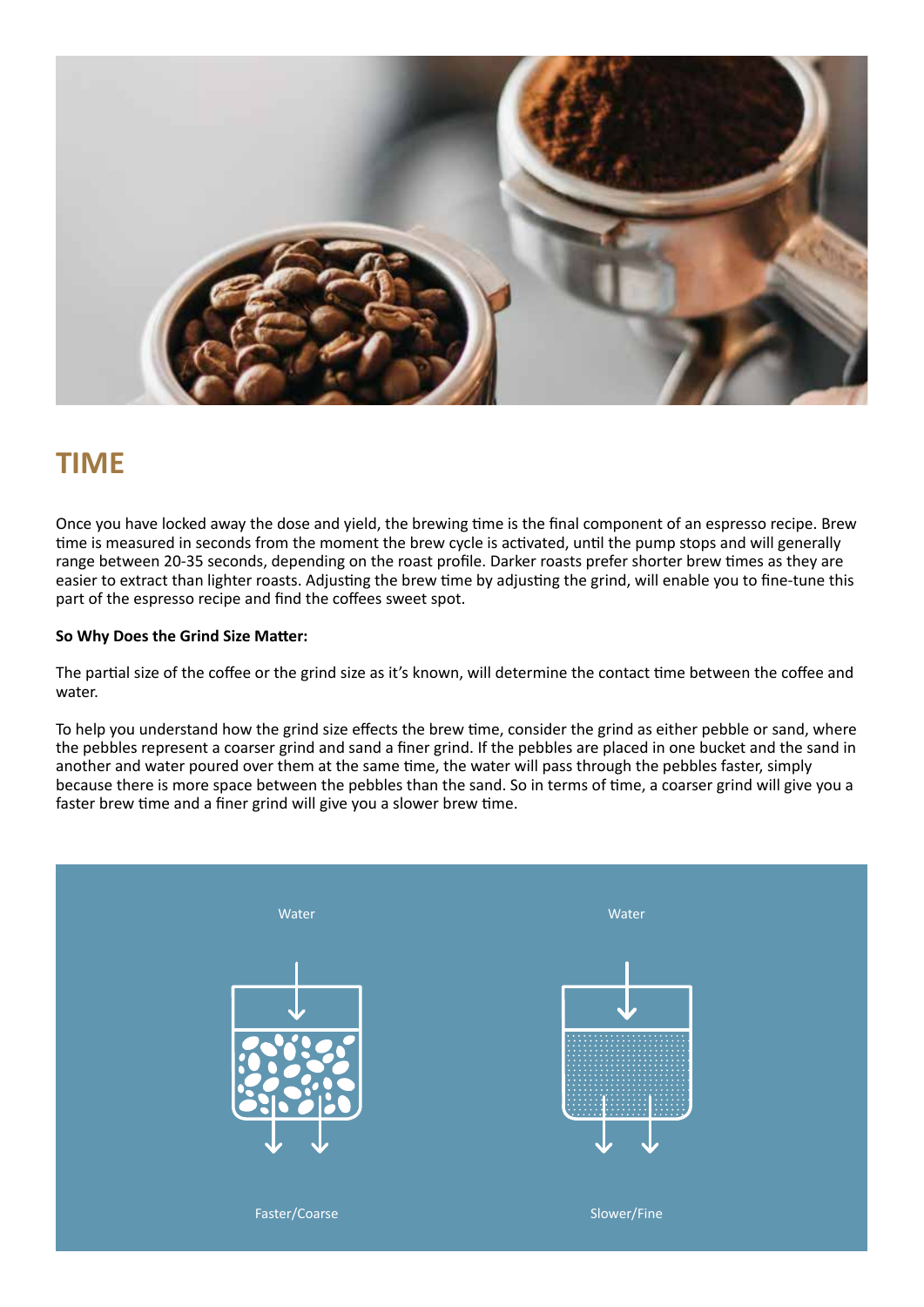# TIME

Once you have locked away the dose and yield, the brewing time is the final component of an espresso recipe. Brew time is measured in seconds from the moment the brew cycle is activated, until the pump stops and will generally range between 20-35 seconds, depending on the roast profile. Darker roasts prefer shorter brew times as they are easier to extract than lighter roasts. Adjusting the brew time by adjusting the grind, will enable you to fine-tune this part of the espresso recipe and find the coffees sweet spot.

**So Why Does the Grind Size Matter:**

The partial size of the coffee or the grind size as it's known, will determine the contact time between the coffee and water.

To help you understand how the grind size effects the brew time, consider the grind as either pebble or sand, where the pebbles represent a coarser grind and sand a finer grind. If the pebbles are placed in one bucket and the sand in another and water poured over them at the same time, the water will pass through the pebbles faster, simply because there is more space between the pebbles than the sand. So in terms of time, a coarser grind will give you a faster brew time and a finer grind will give you a slower brew time.

Water | Water

Faster/Coarse | Slower/Fine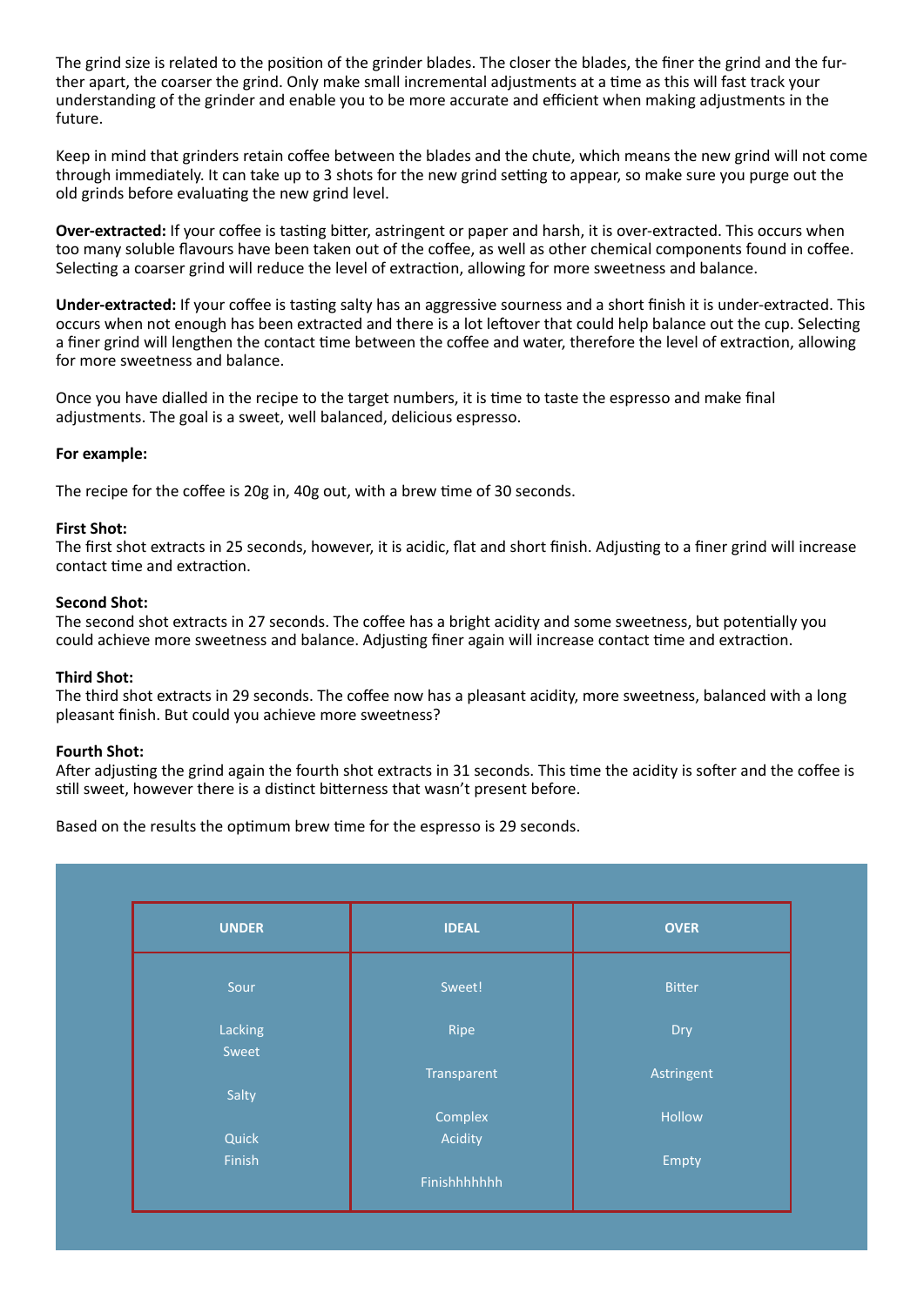The grind size is related to the position of the grinder blades. The closer the blades, the finer the grind and the further apart, the coarser the grind. Only make small incremental adjustments at a time as this will fast track your understanding of the grinder and enable you to be more accurate and efficient when making adjustments in the future.

Keep in mind that grinders retain coffee between the blades and the chute, which means the new grind will not come through immediately. It can take up to 3 shots for the new grind setting to appear, so make sure you purge out the old grinds before evaluating the new grind level.

**Over-extracted:** If your coffee is tasting bitter, astringent or paper and harsh, it is over-extracted. This occurs when too many soluble flavours have been taken out of the coffee, as well as other chemical components found in coffee. Selecting a coarser grind will reduce the level of extraction, allowing for more sweetness and balance.

**Under-extracted:** If your coffee is tasting salty has an aggressive sourness and a short finish it is under-extracted. This occurs when not enough has been extracted and there is a lot leftover that could help balance out the cup. Selecting a finer grind will lengthen the contact time between the coffee and water, therefore the level of extraction, allowing for more sweetness and balance.

Once you have dialled in the recipe to the target numbers, it is time to taste the espresso and make final adjustments. The goal is a sweet, well balanced, delicious espresso.

**For example:**

The recipe for the coffee is 20g in, 40g out, with a brew time of 30 seconds.

**First Shot:**
The first shot extracts in 25 seconds, however, it is acidic, flat and short finish. Adjusting to a finer grind will increase contact time and extraction.

**Second Shot:**
The second shot extracts in 27 seconds. The coffee has a bright acidity and some sweetness, but potentially you could achieve more sweetness and balance. Adjusting finer again will increase contact time and extraction.

**Third Shot:**
The third shot extracts in 29 seconds. The coffee now has a pleasant acidity, more sweetness, balanced with a long pleasant finish. But could you achieve more sweetness?

**Fourth Shot:**
After adjusting the grind again the fourth shot extracts in 31 seconds. This time the acidity is softer and the coffee is still sweet, however there is a distinct bitterness that wasn't present before.

Based on the results the optimum brew time for the espresso is 29 seconds.

| UNDER | IDEAL | OVER |
|---|---|---|
| Sour<br><br>Lacking Sweet<br><br>Salty<br><br>Quick Finish | Sweet!<br><br>Ripe<br><br>Transparent<br><br>Complex Acidity<br><br>Finishhhhhhh | Bitter<br><br>Dry<br><br>Astringent<br><br>Hollow<br><br>Empty |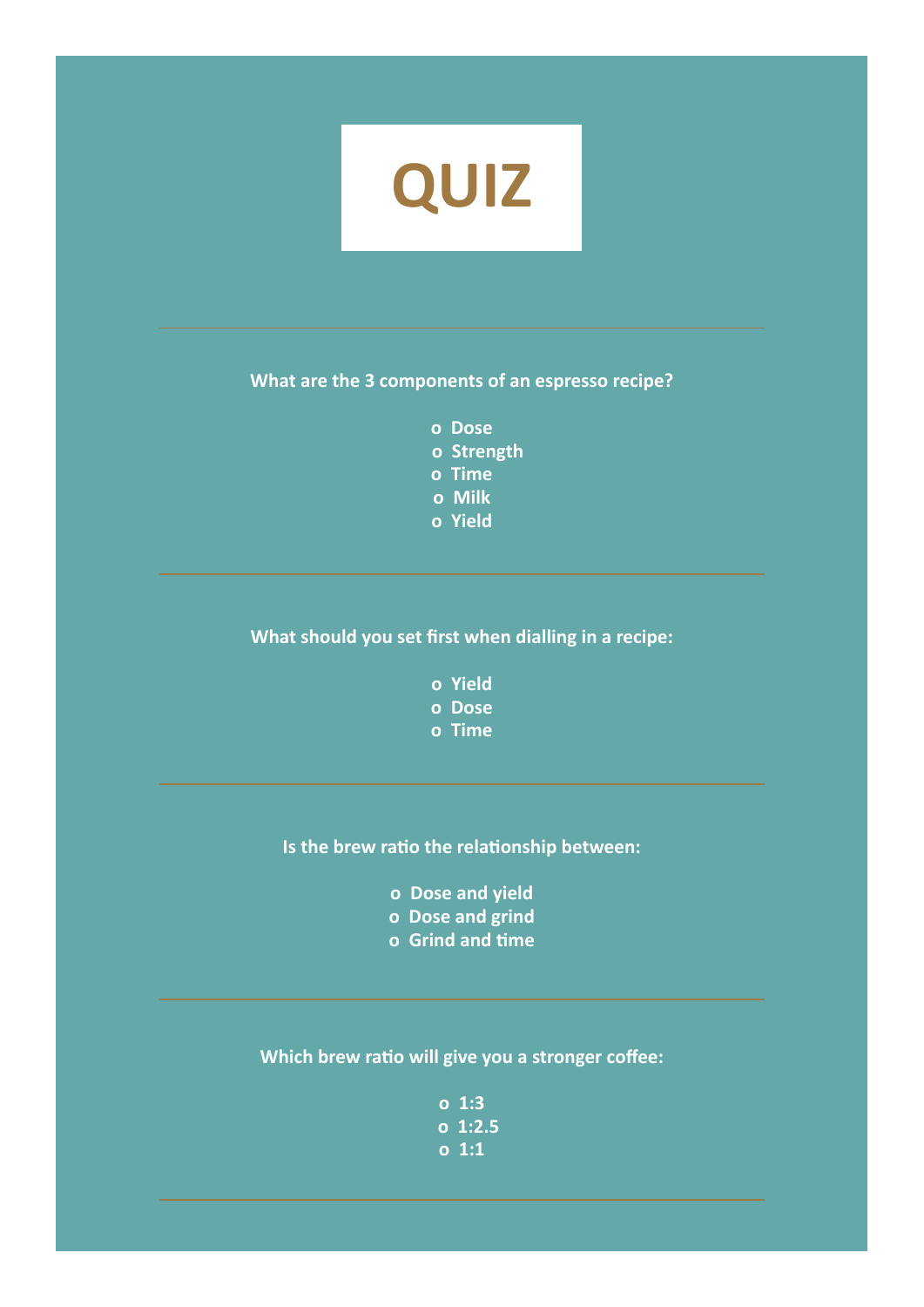# QUIZ

---

**What are the 3 components of an espresso recipe?**

- Dose
- Strength
- Time
- Milk
- Yield

---

**What should you set first when dialling in a recipe:**

- Yield
- Dose
- Time

---

**Is the brew ratio the relationship between:**

- Dose and yield
- Dose and grind
- Grind and time

---

**Which brew ratio will give you a stronger coffee:**

- 1:3
- 1:2.5
- 1:1

---